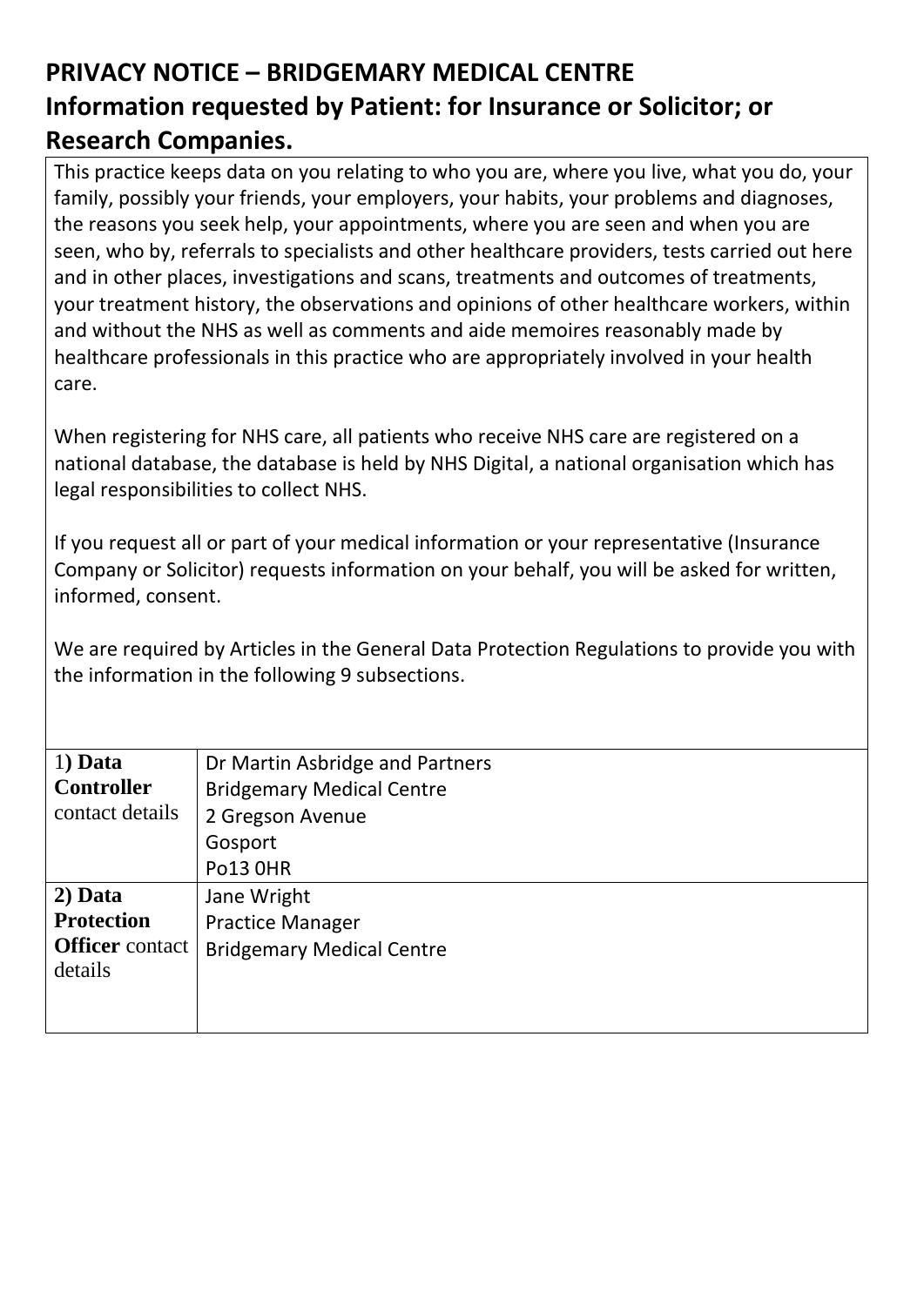# PRIVACY NOTICE – BRIDGEMARY MEDICAL CENTRE
## Information requested by Patient: for Insurance or Solicitor; or Research Companies.

This practice keeps data on you relating to who you are, where you live, what you do, your family, possibly your friends, your employers, your habits, your problems and diagnoses, the reasons you seek help, your appointments, where you are seen and when you are seen, who by, referrals to specialists and other healthcare providers, tests carried out here and in other places, investigations and scans, treatments and outcomes of treatments, your treatment history, the observations and opinions of other healthcare workers, within and without the NHS as well as comments and aide memoires reasonably made by healthcare professionals in this practice who are appropriately involved in your health care.

When registering for NHS care, all patients who receive NHS care are registered on a national database, the database is held by NHS Digital, a national organisation which has legal responsibilities to collect NHS.

If you request all or part of your medical information or your representative (Insurance Company or Solicitor) requests information on your behalf, you will be asked for written, informed, consent.

We are required by Articles in the General Data Protection Regulations to provide you with the information in the following 9 subsections.

| | |
|---|---|
| 1**) Data Controller** contact details | Dr Martin Asbridge and Partners<br>Bridgemary Medical Centre<br>2 Gregson Avenue<br>Gosport<br>Po13 0HR |
| **2) Data Protection Officer** contact details | Jane Wright<br>Practice Manager<br>Bridgemary Medical Centre |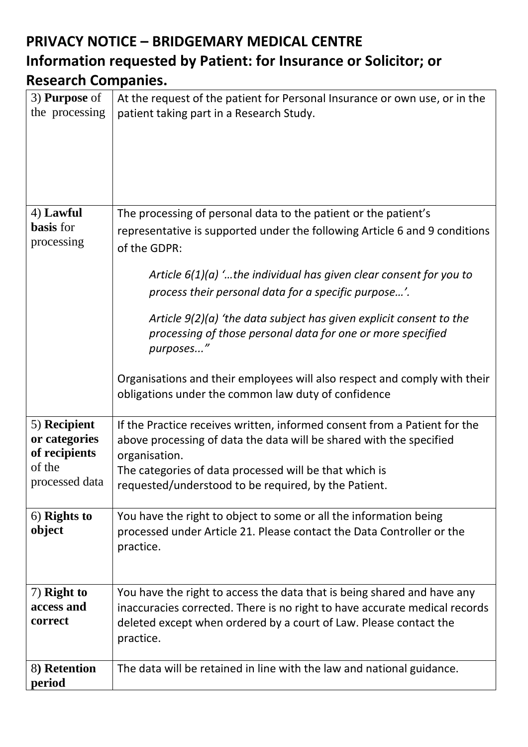# PRIVACY NOTICE – BRIDGEMARY MEDICAL CENTRE

## Information requested by Patient: for Insurance or Solicitor; or Research Companies.

| | |
|---|---|
| 3) **Purpose** of the processing | At the request of the patient for Personal Insurance or own use, or in the patient taking part in a Research Study. |
| 4) **Lawful basis** for processing | The processing of personal data to the patient or the patient's representative is supported under the following Article 6 and 9 conditions of the GDPR:<br><br>*Article 6(1)(a) '…the individual has given clear consent for you to process their personal data for a specific purpose…'.*<br><br>*Article 9(2)(a) 'the data subject has given explicit consent to the processing of those personal data for one or more specified purposes..."*<br><br>Organisations and their employees will also respect and comply with their obligations under the common law duty of confidence |
| 5) **Recipient or categories of recipients** of the processed data | If the Practice receives written, informed consent from a Patient for the above processing of data the data will be shared with the specified organisation.<br>The categories of data processed will be that which is requested/understood to be required, by the Patient. |
| 6) **Rights to object** | You have the right to object to some or all the information being processed under Article 21. Please contact the Data Controller or the practice. |
| 7) **Right to access and correct** | You have the right to access the data that is being shared and have any inaccuracies corrected. There is no right to have accurate medical records deleted except when ordered by a court of Law. Please contact the practice. |
| 8**) Retention period** | The data will be retained in line with the law and national guidance. |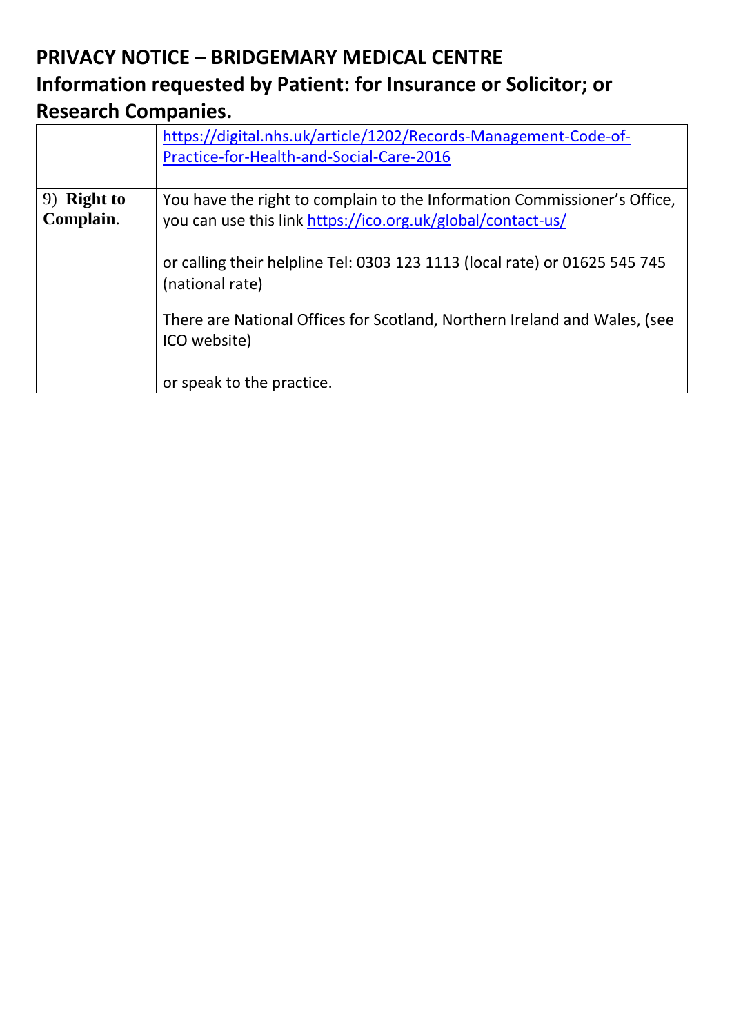# PRIVACY NOTICE – BRIDGEMARY MEDICAL CENTRE

## Information requested by Patient: for Insurance or Solicitor; or Research Companies.

| | |
|---|---|
| | https://digital.nhs.uk/article/1202/Records-Management-Code-of-Practice-for-Health-and-Social-Care-2016 |
| 9) **Right to Complain**. | You have the right to complain to the Information Commissioner's Office, you can use this link https://ico.org.uk/global/contact-us/<br><br>or calling their helpline Tel: 0303 123 1113 (local rate) or 01625 545 745 (national rate)<br><br>There are National Offices for Scotland, Northern Ireland and Wales, (see ICO website)<br><br>or speak to the practice. |